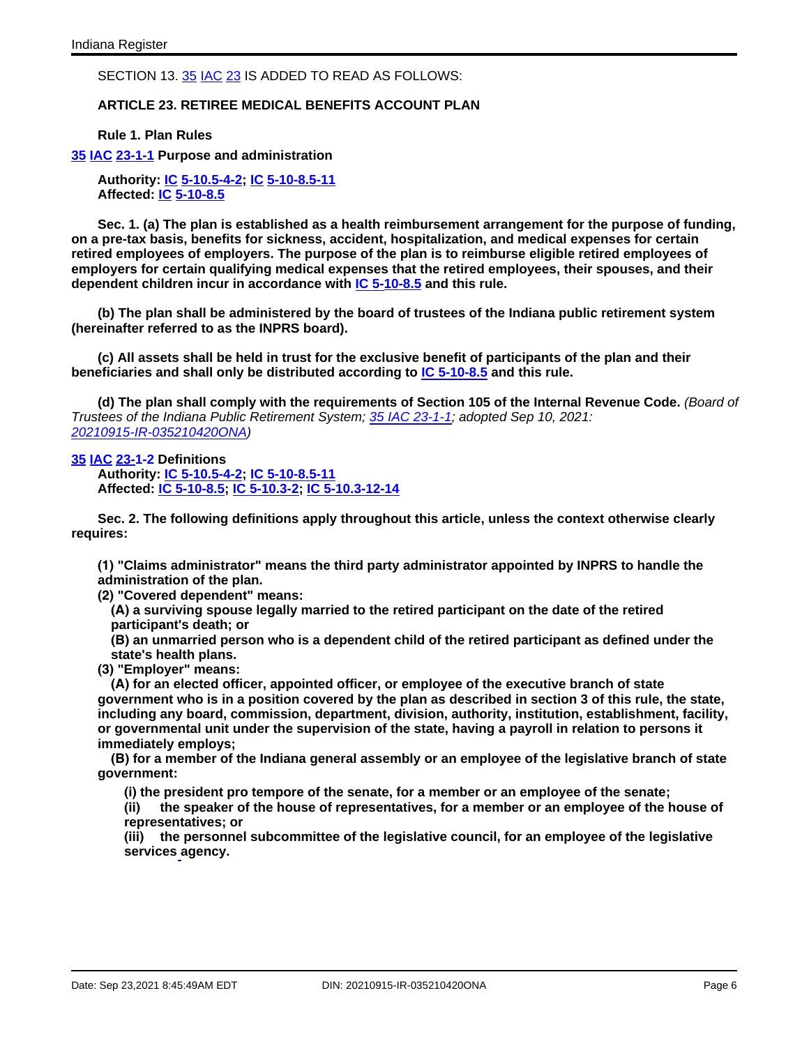SECTION 13. 35 IAC 23 IS ADDED TO READ AS FOLLOWS:

**ARTICLE 23. RETIREE MEDICAL BENEFITS ACCOUNT PLAN**

**Rule 1. Plan Rules**

**35 IAC 23-1-1 Purpose and administration**

**Authority: IC 5-10.5-4-2; IC 5-10-8.5-11**
**Affected: IC 5-10-8.5**

**Sec. 1. (a) The plan is established as a health reimbursement arrangement for the purpose of funding, on a pre-tax basis, benefits for sickness, accident, hospitalization, and medical expenses for certain retired employees of employers. The purpose of the plan is to reimburse eligible retired employees of employers for certain qualifying medical expenses that the retired employees, their spouses, and their dependent children incur in accordance with IC 5-10-8.5 and this rule.**

**(b) The plan shall be administered by the board of trustees of the Indiana public retirement system (hereinafter referred to as the INPRS board).**

**(c) All assets shall be held in trust for the exclusive benefit of participants of the plan and their beneficiaries and shall only be distributed according to IC 5-10-8.5 and this rule.**

**(d) The plan shall comply with the requirements of Section 105 of the Internal Revenue Code.** *(Board of Trustees of the Indiana Public Retirement System; 35 IAC 23-1-1; adopted Sep 10, 2021: 20210915-IR-035210420ONA)*

**35 IAC 23-1-2 Definitions**
**Authority: IC 5-10.5-4-2; IC 5-10-8.5-11**
**Affected: IC 5-10-8.5; IC 5-10.3-2; IC 5-10.3-12-14**

**Sec. 2. The following definitions apply throughout this article, unless the context otherwise clearly requires:**

**(1) "Claims administrator" means the third party administrator appointed by INPRS to handle the administration of the plan.**
**(2) "Covered dependent" means:**
**(A) a surviving spouse legally married to the retired participant on the date of the retired participant's death; or**
**(B) an unmarried person who is a dependent child of the retired participant as defined under the state's health plans.**
**(3) "Employer" means:**
**(A) for an elected officer, appointed officer, or employee of the executive branch of state government who is in a position covered by the plan as described in section 3 of this rule, the state, including any board, commission, department, division, authority, institution, establishment, facility, or governmental unit under the supervision of the state, having a payroll in relation to persons it immediately employs;**
**(B) for a member of the Indiana general assembly or an employee of the legislative branch of state government:**
**(i) the president pro tempore of the senate, for a member or an employee of the senate;**
**(ii) the speaker of the house of representatives, for a member or an employee of the house of representatives; or**
**(iii) the personnel subcommittee of the legislative council, for an employee of the legislative services agency.**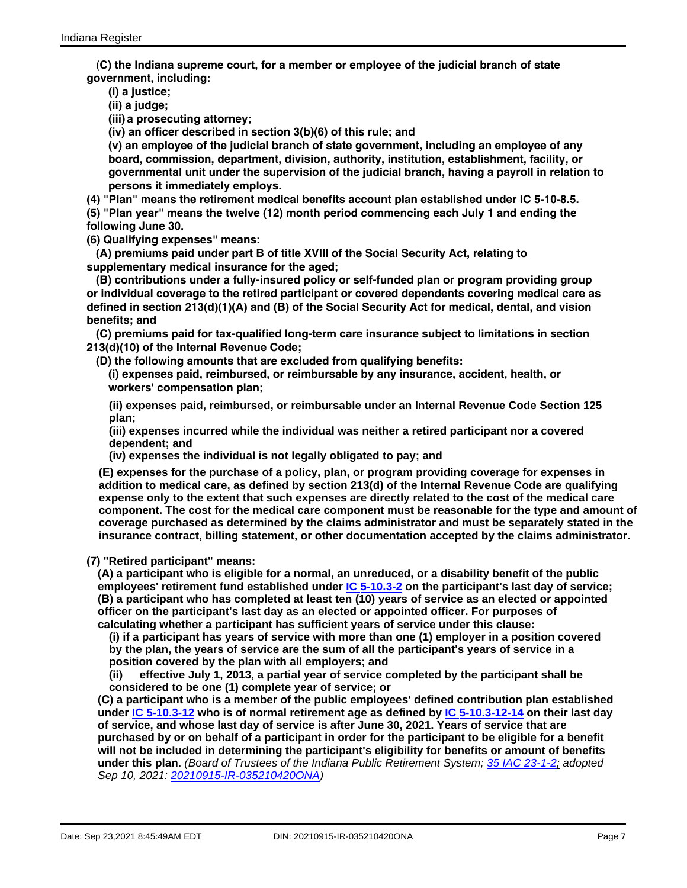**(C) the Indiana supreme court, for a member or employee of the judicial branch of state government, including:**

**(i) a justice;**

**(ii) a judge;**

**(iii) a prosecuting attorney;**

**(iv) an officer described in section 3(b)(6) of this rule; and**

**(v) an employee of the judicial branch of state government, including an employee of any board, commission, department, division, authority, institution, establishment, facility, or governmental unit under the supervision of the judicial branch, having a payroll in relation to persons it immediately employs.**

**(4) "Plan" means the retirement medical benefits account plan established under IC 5-10-8.5.**

**(5) "Plan year" means the twelve (12) month period commencing each July 1 and ending the following June 30.**

**(6) Qualifying expenses" means:**

**(A) premiums paid under part B of title XVIII of the Social Security Act, relating to supplementary medical insurance for the aged;**

**(B) contributions under a fully-insured policy or self-funded plan or program providing group or individual coverage to the retired participant or covered dependents covering medical care as defined in section 213(d)(1)(A) and (B) of the Social Security Act for medical, dental, and vision benefits; and**

**(C) premiums paid for tax-qualified long-term care insurance subject to limitations in section 213(d)(10) of the Internal Revenue Code;**

**(D) the following amounts that are excluded from qualifying benefits:**

**(i) expenses paid, reimbursed, or reimbursable by any insurance, accident, health, or workers' compensation plan;**

**(ii) expenses paid, reimbursed, or reimbursable under an Internal Revenue Code Section 125 plan;**

**(iii) expenses incurred while the individual was neither a retired participant nor a covered dependent; and**

**(iv) expenses the individual is not legally obligated to pay; and**

**(E) expenses for the purchase of a policy, plan, or program providing coverage for expenses in addition to medical care, as defined by section 213(d) of the Internal Revenue Code are qualifying expense only to the extent that such expenses are directly related to the cost of the medical care component. The cost for the medical care component must be reasonable for the type and amount of coverage purchased as determined by the claims administrator and must be separately stated in the insurance contract, billing statement, or other documentation accepted by the claims administrator.**

**(7) "Retired participant" means:**

**(A) a participant who is eligible for a normal, an unreduced, or a disability benefit of the public employees' retirement fund established under IC 5-10.3-2 on the participant's last day of service;**

**(B) a participant who has completed at least ten (10) years of service as an elected or appointed officer on the participant's last day as an elected or appointed officer. For purposes of calculating whether a participant has sufficient years of service under this clause:**

**(i) if a participant has years of service with more than one (1) employer in a position covered by the plan, the years of service are the sum of all the participant's years of service in a position covered by the plan with all employers; and**

**(ii) effective July 1, 2013, a partial year of service completed by the participant shall be considered to be one (1) complete year of service; or**

**(C) a participant who is a member of the public employees' defined contribution plan established under IC 5-10.3-12 who is of normal retirement age as defined by IC 5-10.3-12-14 on their last day of service, and whose last day of service is after June 30, 2021. Years of service that are purchased by or on behalf of a participant in order for the participant to be eligible for a benefit will not be included in determining the participant's eligibility for benefits or amount of benefits under this plan.** *(Board of Trustees of the Indiana Public Retirement System; 35 IAC 23-1-2; adopted Sep 10, 2021: 20210915-IR-035210420ONA)*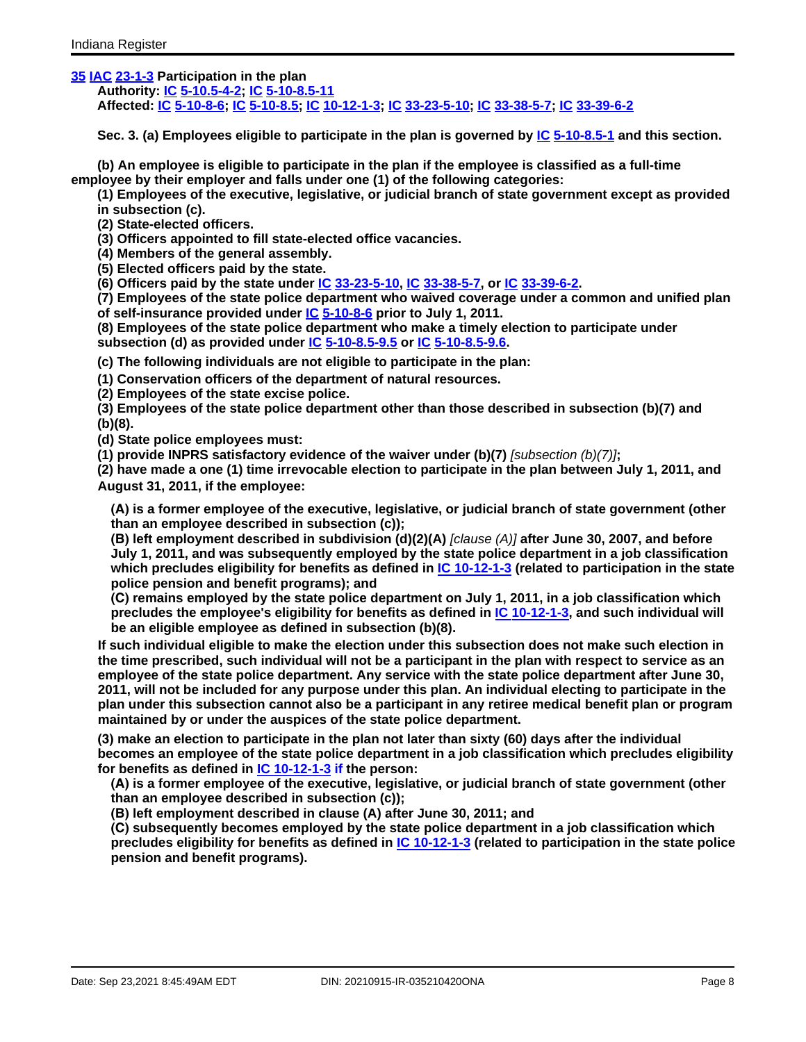**35 IAC 23-1-3 Participation in the plan**

**Authority: IC 5-10.5-4-2; IC 5-10-8.5-11**

**Affected: IC 5-10-8-6; IC 5-10-8.5; IC 10-12-1-3; IC 33-23-5-10; IC 33-38-5-7; IC 33-39-6-2**

**Sec. 3. (a) Employees eligible to participate in the plan is governed by IC 5-10-8.5-1 and this section.**

**(b) An employee is eligible to participate in the plan if the employee is classified as a full-time employee by their employer and falls under one (1) of the following categories:**

**(1) Employees of the executive, legislative, or judicial branch of state government except as provided in subsection (c).**

**(2) State-elected officers.**

**(3) Officers appointed to fill state-elected office vacancies.**

**(4) Members of the general assembly.**

**(5) Elected officers paid by the state.**

**(6) Officers paid by the state under IC 33-23-5-10, IC 33-38-5-7, or IC 33-39-6-2.**

**(7) Employees of the state police department who waived coverage under a common and unified plan of self-insurance provided under IC 5-10-8-6 prior to July 1, 2011.**

**(8) Employees of the state police department who make a timely election to participate under subsection (d) as provided under IC 5-10-8.5-9.5 or IC 5-10-8.5-9.6.**

**(c) The following individuals are not eligible to participate in the plan:**

**(1) Conservation officers of the department of natural resources.**

**(2) Employees of the state excise police.**

**(3) Employees of the state police department other than those described in subsection (b)(7) and (b)(8).**

**(d) State police employees must:**

**(1) provide INPRS satisfactory evidence of the waiver under (b)(7)** *[subsection (b)(7)]***;**

**(2) have made a one (1) time irrevocable election to participate in the plan between July 1, 2011, and August 31, 2011, if the employee:**

**(A) is a former employee of the executive, legislative, or judicial branch of state government (other than an employee described in subsection (c));**

**(B) left employment described in subdivision (d)(2)(A)** *[clause (A)]* **after June 30, 2007, and before July 1, 2011, and was subsequently employed by the state police department in a job classification which precludes eligibility for benefits as defined in IC 10-12-1-3 (related to participation in the state police pension and benefit programs); and**

**(C) remains employed by the state police department on July 1, 2011, in a job classification which precludes the employee's eligibility for benefits as defined in IC 10-12-1-3, and such individual will be an eligible employee as defined in subsection (b)(8).**

**If such individual eligible to make the election under this subsection does not make such election in the time prescribed, such individual will not be a participant in the plan with respect to service as an employee of the state police department. Any service with the state police department after June 30, 2011, will not be included for any purpose under this plan. An individual electing to participate in the plan under this subsection cannot also be a participant in any retiree medical benefit plan or program maintained by or under the auspices of the state police department.**

**(3) make an election to participate in the plan not later than sixty (60) days after the individual becomes an employee of the state police department in a job classification which precludes eligibility for benefits as defined in IC 10-12-1-3 if the person:**

**(A) is a former employee of the executive, legislative, or judicial branch of state government (other than an employee described in subsection (c));**

**(B) left employment described in clause (A) after June 30, 2011; and**

**(C) subsequently becomes employed by the state police department in a job classification which precludes eligibility for benefits as defined in IC 10-12-1-3 (related to participation in the state police pension and benefit programs).**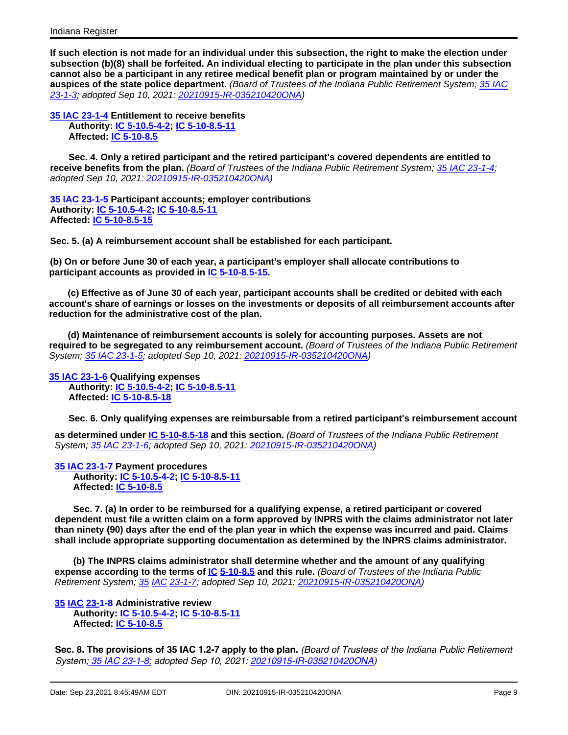**If such election is not made for an individual under this subsection, the right to make the election under subsection (b)(8) shall be forfeited. An individual electing to participate in the plan under this subsection cannot also be a participant in any retiree medical benefit plan or program maintained by or under the auspices of the state police department.** *(Board of Trustees of the Indiana Public Retirement System; 35 IAC 23-1-3; adopted Sep 10, 2021: 20210915-IR-035210420ONA)*

**35 IAC 23-1-4 Entitlement to receive benefits**
**Authority: IC 5-10.5-4-2; IC 5-10-8.5-11**
**Affected: IC 5-10-8.5**

**Sec. 4. Only a retired participant and the retired participant's covered dependents are entitled to receive benefits from the plan.** *(Board of Trustees of the Indiana Public Retirement System; 35 IAC 23-1-4; adopted Sep 10, 2021: 20210915-IR-035210420ONA)*

**35 IAC 23-1-5 Participant accounts; employer contributions**
**Authority: IC 5-10.5-4-2; IC 5-10-8.5-11**
**Affected: IC 5-10-8.5-15**

**Sec. 5. (a) A reimbursement account shall be established for each participant.**

**(b) On or before June 30 of each year, a participant's employer shall allocate contributions to participant accounts as provided in IC 5-10-8.5-15.**

**(c) Effective as of June 30 of each year, participant accounts shall be credited or debited with each account's share of earnings or losses on the investments or deposits of all reimbursement accounts after reduction for the administrative cost of the plan.**

**(d) Maintenance of reimbursement accounts is solely for accounting purposes. Assets are not required to be segregated to any reimbursement account.** *(Board of Trustees of the Indiana Public Retirement System; 35 IAC 23-1-5; adopted Sep 10, 2021: 20210915-IR-035210420ONA)*

**35 IAC 23-1-6 Qualifying expenses**
**Authority: IC 5-10.5-4-2; IC 5-10-8.5-11**
**Affected: IC 5-10-8.5-18**

**Sec. 6. Only qualifying expenses are reimbursable from a retired participant's reimbursement account as determined under IC 5-10-8.5-18 and this section.** *(Board of Trustees of the Indiana Public Retirement System; 35 IAC 23-1-6; adopted Sep 10, 2021: 20210915-IR-035210420ONA)*

**35 IAC 23-1-7 Payment procedures**
**Authority: IC 5-10.5-4-2; IC 5-10-8.5-11**
**Affected: IC 5-10-8.5**

**Sec. 7. (a) In order to be reimbursed for a qualifying expense, a retired participant or covered dependent must file a written claim on a form approved by INPRS with the claims administrator not later than ninety (90) days after the end of the plan year in which the expense was incurred and paid. Claims shall include appropriate supporting documentation as determined by the INPRS claims administrator.**

**(b) The INPRS claims administrator shall determine whether and the amount of any qualifying expense according to the terms of IC 5-10-8.5 and this rule.** *(Board of Trustees of the Indiana Public Retirement System; 35 IAC 23-1-7; adopted Sep 10, 2021: 20210915-IR-035210420ONA)*

**35 IAC 23-1-8 Administrative review**
**Authority: IC 5-10.5-4-2; IC 5-10-8.5-11**
**Affected: IC 5-10-8.5**

**Sec. 8. The provisions of 35 IAC 1.2-7 apply to the plan.** *(Board of Trustees of the Indiana Public Retirement System; 35 IAC 23-1-8; adopted Sep 10, 2021: 20210915-IR-035210420ONA)*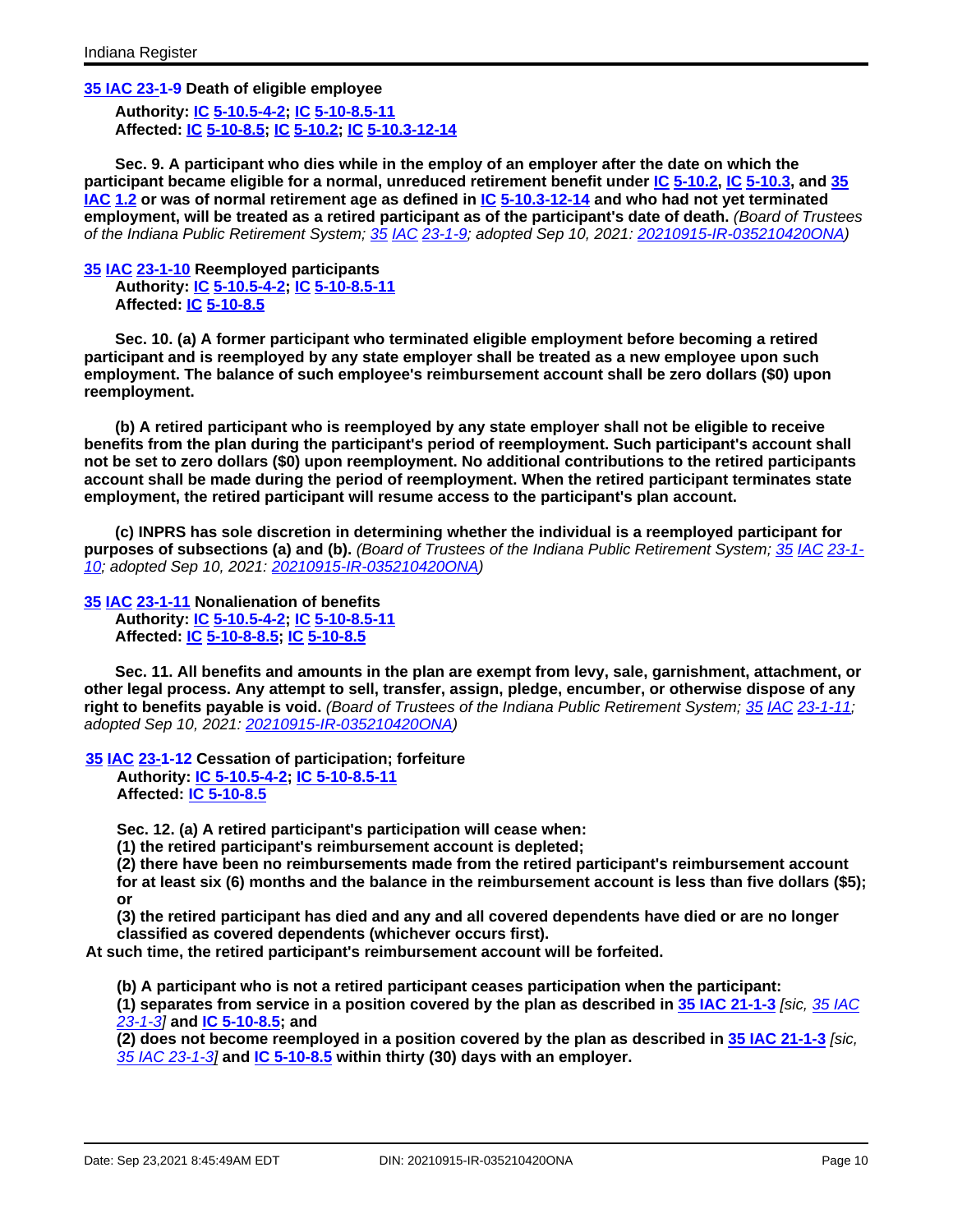**35 IAC 23-1-9 Death of eligible employee**

**Authority: IC 5-10.5-4-2; IC 5-10-8.5-11**
**Affected: IC 5-10-8.5; IC 5-10.2; IC 5-10.3-12-14**

**Sec. 9. A participant who dies while in the employ of an employer after the date on which the participant became eligible for a normal, unreduced retirement benefit under IC 5-10.2, IC 5-10.3, and 35 IAC 1.2 or was of normal retirement age as defined in IC 5-10.3-12-14 and who had not yet terminated employment, will be treated as a retired participant as of the participant's date of death.** *(Board of Trustees of the Indiana Public Retirement System; 35 IAC 23-1-9; adopted Sep 10, 2021: 20210915-IR-035210420ONA)*

**35 IAC 23-1-10 Reemployed participants**

**Authority: IC 5-10.5-4-2; IC 5-10-8.5-11**
**Affected: IC 5-10-8.5**

**Sec. 10. (a) A former participant who terminated eligible employment before becoming a retired participant and is reemployed by any state employer shall be treated as a new employee upon such employment. The balance of such employee's reimbursement account shall be zero dollars ($0) upon reemployment.**

**(b) A retired participant who is reemployed by any state employer shall not be eligible to receive benefits from the plan during the participant's period of reemployment. Such participant's account shall not be set to zero dollars ($0) upon reemployment. No additional contributions to the retired participants account shall be made during the period of reemployment. When the retired participant terminates state employment, the retired participant will resume access to the participant's plan account.**

**(c) INPRS has sole discretion in determining whether the individual is a reemployed participant for purposes of subsections (a) and (b).** *(Board of Trustees of the Indiana Public Retirement System; 35 IAC 23-1-10; adopted Sep 10, 2021: 20210915-IR-035210420ONA)*

**35 IAC 23-1-11 Nonalienation of benefits**

**Authority: IC 5-10.5-4-2; IC 5-10-8.5-11**
**Affected: IC 5-10-8-8.5; IC 5-10-8.5**

**Sec. 11. All benefits and amounts in the plan are exempt from levy, sale, garnishment, attachment, or other legal process. Any attempt to sell, transfer, assign, pledge, encumber, or otherwise dispose of any right to benefits payable is void.** *(Board of Trustees of the Indiana Public Retirement System; 35 IAC 23-1-11; adopted Sep 10, 2021: 20210915-IR-035210420ONA)*

**35 IAC 23-1-12 Cessation of participation; forfeiture**

**Authority: IC 5-10.5-4-2; IC 5-10-8.5-11**
**Affected: IC 5-10-8.5**

**Sec. 12. (a) A retired participant's participation will cease when:**
**(1) the retired participant's reimbursement account is depleted;**
**(2) there have been no reimbursements made from the retired participant's reimbursement account for at least six (6) months and the balance in the reimbursement account is less than five dollars ($5); or**
**(3) the retired participant has died and any and all covered dependents have died or are no longer classified as covered dependents (whichever occurs first).**
**At such time, the retired participant's reimbursement account will be forfeited.**

**(b) A participant who is not a retired participant ceases participation when the participant:**
**(1) separates from service in a position covered by the plan as described in 35 IAC 21-1-3** *[sic, 35 IAC 23-1-3]* **and IC 5-10-8.5; and**
**(2) does not become reemployed in a position covered by the plan as described in 35 IAC 21-1-3** *[sic, 35 IAC 23-1-3]* **and IC 5-10-8.5 within thirty (30) days with an employer.**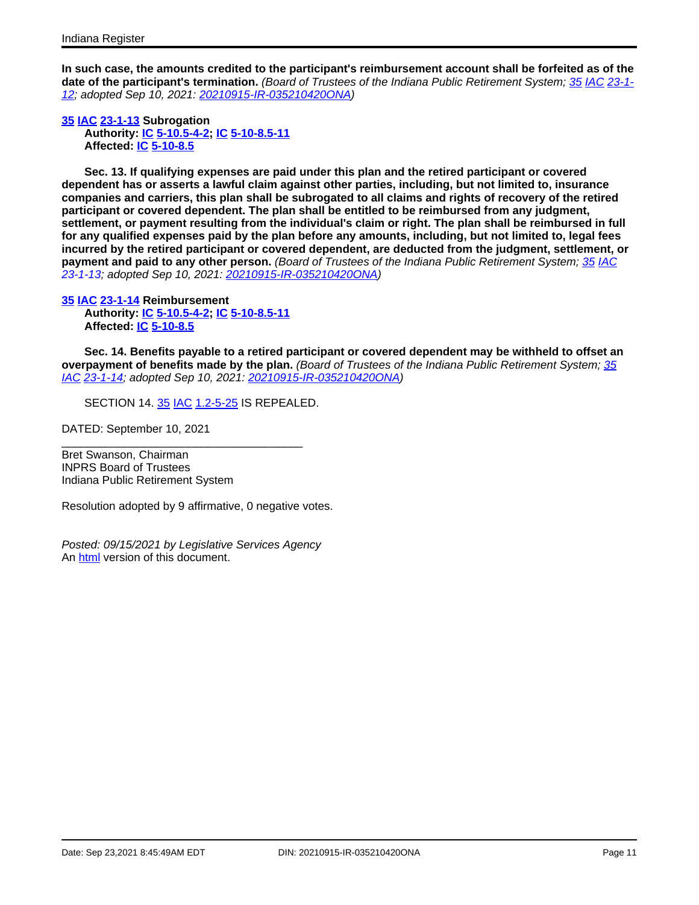**In such case, the amounts credited to the participant's reimbursement account shall be forfeited as of the date of the participant's termination.** *(Board of Trustees of the Indiana Public Retirement System; 35 IAC 23-1-12; adopted Sep 10, 2021: 20210915-IR-035210420ONA)*

**35 IAC 23-1-13 Subrogation**
**Authority: IC 5-10.5-4-2; IC 5-10-8.5-11**
**Affected: IC 5-10-8.5**

**Sec. 13. If qualifying expenses are paid under this plan and the retired participant or covered dependent has or asserts a lawful claim against other parties, including, but not limited to, insurance companies and carriers, this plan shall be subrogated to all claims and rights of recovery of the retired participant or covered dependent. The plan shall be entitled to be reimbursed from any judgment, settlement, or payment resulting from the individual's claim or right. The plan shall be reimbursed in full for any qualified expenses paid by the plan before any amounts, including, but not limited to, legal fees incurred by the retired participant or covered dependent, are deducted from the judgment, settlement, or payment and paid to any other person.** *(Board of Trustees of the Indiana Public Retirement System; 35 IAC 23-1-13; adopted Sep 10, 2021: 20210915-IR-035210420ONA)*

**35 IAC 23-1-14 Reimbursement**
**Authority: IC 5-10.5-4-2; IC 5-10-8.5-11**
**Affected: IC 5-10-8.5**

**Sec. 14. Benefits payable to a retired participant or covered dependent may be withheld to offset an overpayment of benefits made by the plan.** *(Board of Trustees of the Indiana Public Retirement System; 35 IAC 23-1-14; adopted Sep 10, 2021: 20210915-IR-035210420ONA)*

SECTION 14. 35 IAC 1.2-5-25 IS REPEALED.

DATED: September 10, 2021

\_\_\_\_\_\_\_\_\_\_\_\_\_\_\_\_\_\_\_\_\_\_\_\_\_\_\_\_\_\_\_\_\_\_\_\_\_\_
Bret Swanson, Chairman
INPRS Board of Trustees
Indiana Public Retirement System

Resolution adopted by 9 affirmative, 0 negative votes.

*Posted: 09/15/2021 by Legislative Services Agency*
An html version of this document.